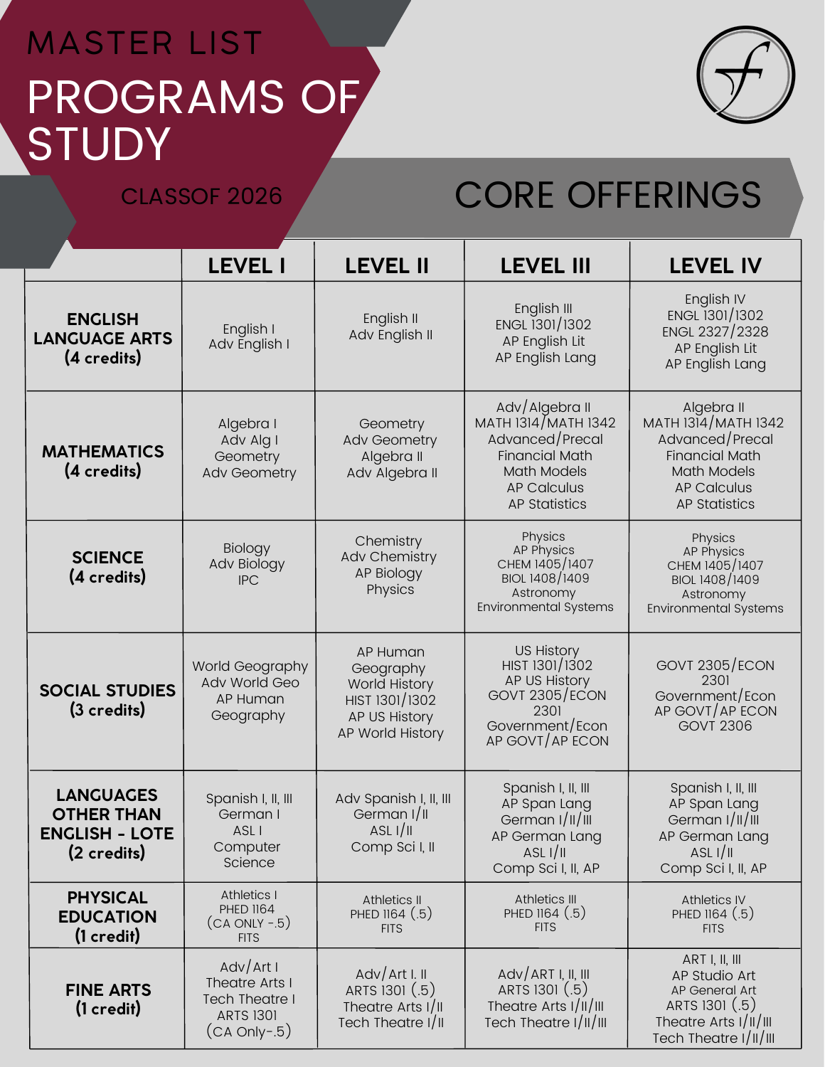# MASTER LIST

# PROGRAMS OF STUDY

## CLASSOF 2026

## CORE OFFERINGS

| | LEVEL I | LEVEL II | LEVEL III | LEVEL IV |
|---|---|---|---|---|
| **ENGLISH LANGUAGE ARTS (4 credits)** | English I<br>Adv English I | English II<br>Adv English II | English III<br>ENGL 1301/1302<br>AP English Lit<br>AP English Lang | English IV<br>ENGL 1301/1302<br>ENGL 2327/2328<br>AP English Lit<br>AP English Lang |
| **MATHEMATICS (4 credits)** | Algebra I<br>Adv Alg I<br>Geometry<br>Adv Geometry | Geometry<br>Adv Geometry<br>Algebra II<br>Adv Algebra II | Adv/Algebra II<br>MATH 1314/MATH 1342<br>Advanced/Precal<br>Financial Math<br>Math Models<br>AP Calculus<br>AP Statistics | Algebra II<br>MATH 1314/MATH 1342<br>Advanced/Precal<br>Financial Math<br>Math Models<br>AP Calculus<br>AP Statistics |
| **SCIENCE (4 credits)** | Biology<br>Adv Biology<br>IPC | Chemistry<br>Adv Chemistry<br>AP Biology<br>Physics | Physics<br>AP Physics<br>CHEM 1405/1407<br>BIOL 1408/1409<br>Astronomy<br>Environmental Systems | Physics<br>AP Physics<br>CHEM 1405/1407<br>BIOL 1408/1409<br>Astronomy<br>Environmental Systems |
| **SOCIAL STUDIES (3 credits)** | World Geography<br>Adv World Geo<br>AP Human Geography | AP Human Geography<br>World History<br>HIST 1301/1302<br>AP US History<br>AP World History | US History<br>HIST 1301/1302<br>AP US History<br>GOVT 2305/ECON 2301<br>Government/Econ<br>AP GOVT/AP ECON | GOVT 2305/ECON 2301<br>Government/Econ<br>AP GOVT/AP ECON<br>GOVT 2306 |
| **LANGUAGES OTHER THAN ENGLISH - LOTE (2 credits)** | Spanish I, II, III<br>German I<br>ASL I<br>Computer Science | Adv Spanish I, II, III<br>German I/II<br>ASL I/II<br>Comp Sci I, II | Spanish I, II, III<br>AP Span Lang<br>German I/II/III<br>AP German Lang<br>ASL I/II<br>Comp Sci I, II, AP | Spanish I, II, III<br>AP Span Lang<br>German I/II/III<br>AP German Lang<br>ASL I/II<br>Comp Sci I, II, AP |
| **PHYSICAL EDUCATION (1 credit)** | Athletics I<br>PHED 1164<br>(CA ONLY -.5)<br>FITS | Athletics II<br>PHED 1164 (.5)<br>FITS | Athletics III<br>PHED 1164 (.5)<br>FITS | Athletics IV<br>PHED 1164 (.5)<br>FITS |
| **FINE ARTS (1 credit)** | Adv/Art I<br>Theatre Arts I<br>Tech Theatre I<br>ARTS 1301<br>(CA Only-.5) | Adv/Art I. II<br>ARTS 1301 (.5)<br>Theatre Arts I/II<br>Tech Theatre I/II | Adv/ART I, II, III<br>ARTS 1301 (.5)<br>Theatre Arts I/II/III<br>Tech Theatre I/II/III | ART I, II, III<br>AP Studio Art<br>AP General Art<br>ARTS 1301 (.5)<br>Theatre Arts I/II/III<br>Tech Theatre I/II/III |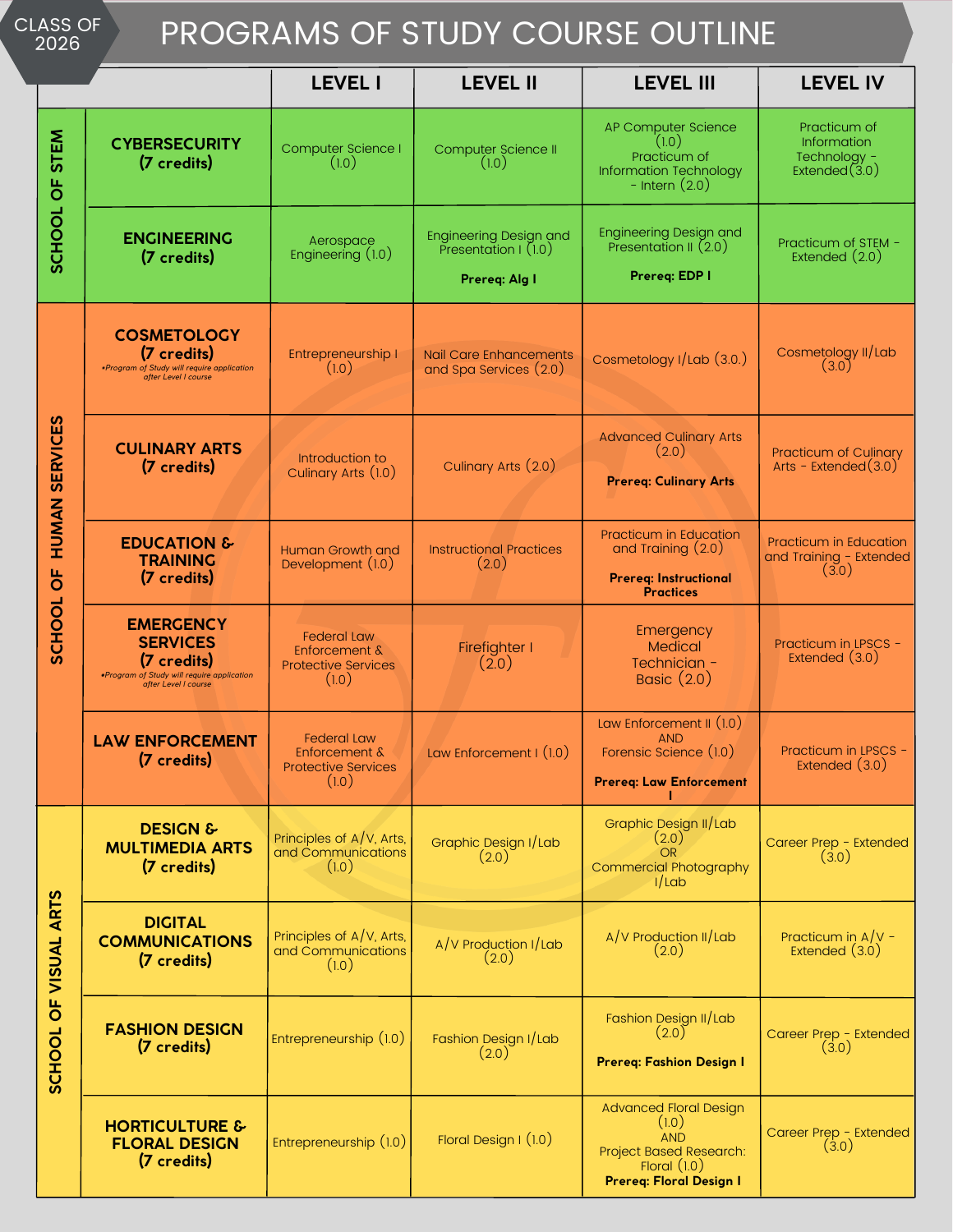# PROGRAMS OF STUDY COURSE OUTLINE

CLASS OF 2026

| School | Program | LEVEL I | LEVEL II | LEVEL III | LEVEL IV |
|---|---|---|---|---|---|
| SCHOOL OF STEM | **CYBERSECURITY (7 credits)** | Computer Science I (1.0) | Computer Science II (1.0) | AP Computer Science (1.0) Practicum of Information Technology - Intern (2.0) | Practicum of Information Technology - Extended (3.0) |
| SCHOOL OF STEM | **ENGINEERING (7 credits)** | Aerospace Engineering (1.0) | Engineering Design and Presentation I (1.0) **Prereq: Alg I** | Engineering Design and Presentation II (2.0) **Prereq: EDP I** | Practicum of STEM - Extended (2.0) |
| SCHOOL OF HUMAN SERVICES | **COSMETOLOGY (7 credits)** *Program of Study will require application after Level I course | Entrepreneurship I (1.0) | Nail Care Enhancements and Spa Services (2.0) | Cosmetology I/Lab (3.0.) | Cosmetology II/Lab (3.0) |
| SCHOOL OF HUMAN SERVICES | **CULINARY ARTS (7 credits)** | Introduction to Culinary Arts (1.0) | Culinary Arts (2.0) | Advanced Culinary Arts (2.0) **Prereq: Culinary Arts** | Practicum of Culinary Arts - Extended (3.0) |
| SCHOOL OF HUMAN SERVICES | **EDUCATION & TRAINING (7 credits)** | Human Growth and Development (1.0) | Instructional Practices (2.0) | Practicum in Education and Training (2.0) **Prereq: Instructional Practices** | Practicum in Education and Training - Extended (3.0) |
| SCHOOL OF HUMAN SERVICES | **EMERGENCY SERVICES (7 credits)** *Program of Study will require application after Level I course | Federal Law Enforcement & Protective Services (1.0) | Firefighter I (2.0) | Emergency Medical Technician - Basic (2.0) | Practicum in LPSCS - Extended (3.0) |
| SCHOOL OF HUMAN SERVICES | **LAW ENFORCEMENT (7 credits)** | Federal Law Enforcement & Protective Services (1.0) | Law Enforcement I (1.0) | Law Enforcement II (1.0) AND Forensic Science (1.0) **Prereq: Law Enforcement I** | Practicum in LPSCS - Extended (3.0) |
| SCHOOL OF VISUAL ARTS | **DESIGN & MULTIMEDIA ARTS (7 credits)** | Principles of A/V, Arts, and Communications (1.0) | Graphic Design I/Lab (2.0) | Graphic Design II/Lab (2.0) OR Commercial Photography I/Lab | Career Prep - Extended (3.0) |
| SCHOOL OF VISUAL ARTS | **DIGITAL COMMUNICATIONS (7 credits)** | Principles of A/V, Arts, and Communications (1.0) | A/V Production I/Lab (2.0) | A/V Production II/Lab (2.0) | Practicum in A/V - Extended (3.0) |
| SCHOOL OF VISUAL ARTS | **FASHION DESIGN (7 credits)** | Entrepreneurship (1.0) | Fashion Design I/Lab (2.0) | Fashion Design II/Lab (2.0) **Prereq: Fashion Design I** | Career Prep - Extended (3.0) |
| SCHOOL OF VISUAL ARTS | **HORTICULTURE & FLORAL DESIGN (7 credits)** | Entrepreneurship (1.0) | Floral Design I (1.0) | Advanced Floral Design (1.0) AND Project Based Research: Floral (1.0) **Prereq: Floral Design I** | Career Prep - Extended (3.0) |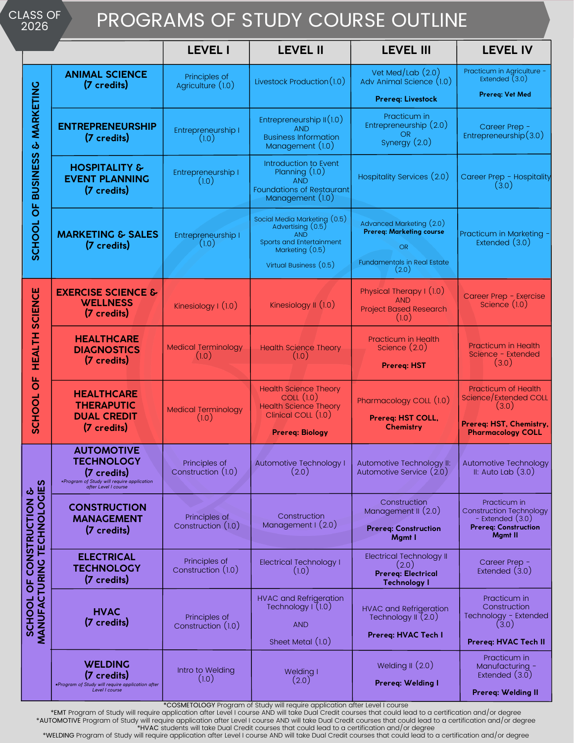CLASS OF 2026

# PROGRAMS OF STUDY COURSE OUTLINE

| School | Program | LEVEL I | LEVEL II | LEVEL III | LEVEL IV |
|---|---|---|---|---|---|
| SCHOOL OF BUSINESS & MARKETING | **ANIMAL SCIENCE (7 credits)** | Principles of Agriculture (1.0) | Livestock Production (1.0) | Vet Med/Lab (2.0)<br>Adv Animal Science (1.0)<br>**Prereq: Livestock** | Practicum in Agriculture - Extended (3.0)<br>**Prereq: Vet Med** |
| SCHOOL OF BUSINESS & MARKETING | **ENTREPRENEURSHIP (7 credits)** | Entrepreneurship I (1.0) | Entrepreneurship II (1.0)<br>AND<br>Business Information Management (1.0) | Practicum in Entrepreneurship (2.0)<br>OR<br>Synergy (2.0) | Career Prep - Entrepreneurship (3.0) |
| SCHOOL OF BUSINESS & MARKETING | **HOSPITALITY & EVENT PLANNING (7 credits)** | Entrepreneurship I (1.0) | Introduction to Event Planning (1.0)<br>AND<br>Foundations of Restaurant Management (1.0) | Hospitality Services (2.0) | Career Prep - Hospitality (3.0) |
| SCHOOL OF BUSINESS & MARKETING | **MARKETING & SALES (7 credits)** | Entrepreneurship I (1.0) | Social Media Marketing (0.5)<br>Advertising (0.5)<br>AND<br>Sports and Entertainment Marketing (0.5)<br>Virtual Business (0.5) | Advanced Marketing (2.0)<br>**Prereq: Marketing course**<br>OR<br>Fundamentals in Real Estate (2.0) | Practicum in Marketing - Extended (3.0) |
| SCHOOL OF HEALTH SCIENCE | **EXERCISE SCIENCE & WELLNESS (7 credits)** | Kinesiology I (1.0) | Kinesiology II (1.0) | Physical Therapy I (1.0)<br>AND<br>Project Based Research (1.0) | Career Prep - Exercise Science (1.0) |
| SCHOOL OF HEALTH SCIENCE | **HEALTHCARE DIAGNOSTICS (7 credits)** | Medical Terminology (1.0) | Health Science Theory (1.0) | Practicum in Health Science (2.0)<br>**Prereq: HST** | Practicum in Health Science - Extended (3.0) |
| SCHOOL OF HEALTH SCIENCE | **HEALTHCARE THERAPUTIC DUAL CREDIT (7 credits)** | Medical Terminology (1.0) | Health Science Theory COLL (1.0)<br>Health Science Theory Clinical COLL (1.0)<br>**Prereq: Biology** | Pharmacology COLL (1.0)<br>**Prereq: HST COLL, Chemistry** | Practicum of Health Science/Extended COLL (3.0)<br>**Prereq: HST, Chemistry, Pharmacology COLL** |
| SCHOOL OF CONSTRUCTION & MANUFACTURING TECHNOLOGIES | **AUTOMOTIVE TECHNOLOGY (7 credits)**<br>*Program of Study will require application after Level I course | Principles of Construction (1.0) | Automotive Technology I (2.0) | Automotive Technology II: Automotive Service (2.0) | Automotive Technology II: Auto Lab (3.0) |
| SCHOOL OF CONSTRUCTION & MANUFACTURING TECHNOLOGIES | **CONSTRUCTION MANAGEMENT (7 credits)** | Principles of Construction (1.0) | Construction Management I (2.0) | Construction Management II (2.0)<br>**Prereq: Construction Mgmt I** | Practicum in Construction Technology - Extended (3.0)<br>**Prereq: Construction Mgmt II** |
| SCHOOL OF CONSTRUCTION & MANUFACTURING TECHNOLOGIES | **ELECTRICAL TECHNOLOGY (7 credits)** | Principles of Construction (1.0) | Electrical Technology I (1.0) | Electrical Technology II (2.0)<br>**Prereq: Electrical Technology I** | Career Prep - Extended (3.0) |
| SCHOOL OF CONSTRUCTION & MANUFACTURING TECHNOLOGIES | **HVAC (7 credits)** | Principles of Construction (1.0) | HVAC and Refrigeration Technology I (1.0)<br>AND<br>Sheet Metal (1.0) | HVAC and Refrigeration Technology II (2.0)<br>**Prereq: HVAC Tech I** | Practicum in Construction Technology - Extended (3.0)<br>**Prereq: HVAC Tech II** |
| SCHOOL OF CONSTRUCTION & MANUFACTURING TECHNOLOGIES | **WELDING (7 credits)**<br>*Program of Study will require application after Level I course | Intro to Welding (1.0) | Welding I (2.0) | Welding II (2.0)<br>**Prereq: Welding I** | Practicum in Manufacturing - Extended (3.0)<br>**Prereq: Welding II** |

*COSMETOLOGY Program of Study will require application after Level I course
*EMT Program of Study will require application after Level I course AND will take Dual Credit courses that could lead to a certification and/or degree
*AUTOMOTIVE Program of Study will require application after Level I course AND will take Dual Credit courses that could lead to a certification and/or degree
*HVAC students will take Dual Credit courses that could lead to a certification and/or degree
*WELDING Program of Study will require application after Level I course AND will take Dual Credit courses that could lead to a certification and/or degree